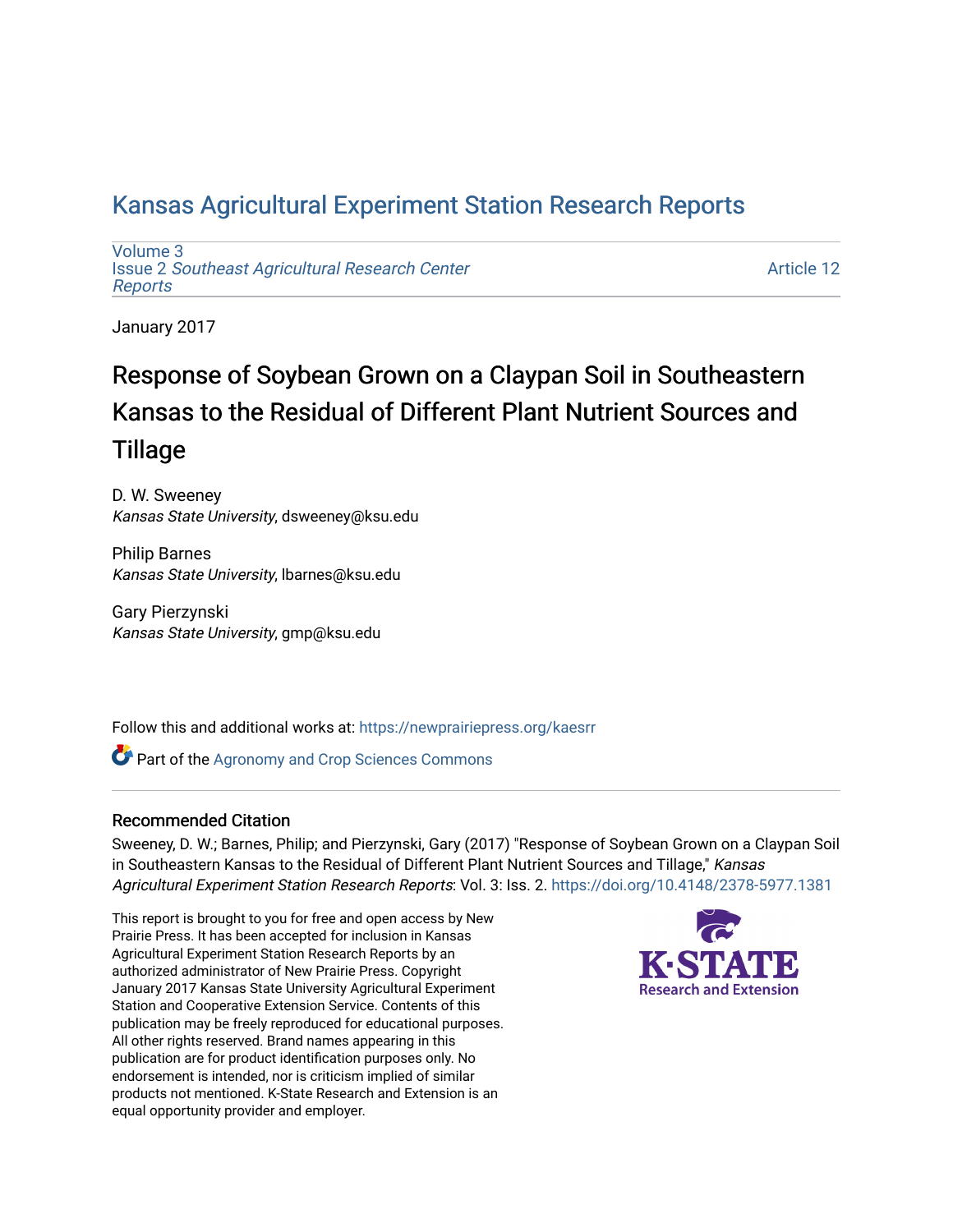# Kansas Agricultural Experiment Station Research Reports

Volume 3
Issue 2 *Southeast Agricultural Research Center Reports*

Article 12

January 2017

## Response of Soybean Grown on a Claypan Soil in Southeastern Kansas to the Residual of Different Plant Nutrient Sources and Tillage

D. W. Sweeney
*Kansas State University*, dsweeney@ksu.edu

Philip Barnes
*Kansas State University*, lbarnes@ksu.edu

Gary Pierzynski
*Kansas State University*, gmp@ksu.edu

Follow this and additional works at: https://newprairiepress.org/kaesrr

Part of the Agronomy and Crop Sciences Commons

### Recommended Citation

Sweeney, D. W.; Barnes, Philip; and Pierzynski, Gary (2017) "Response of Soybean Grown on a Claypan Soil in Southeastern Kansas to the Residual of Different Plant Nutrient Sources and Tillage," *Kansas Agricultural Experiment Station Research Reports*: Vol. 3: Iss. 2. https://doi.org/10.4148/2378-5977.1381

This report is brought to you for free and open access by New Prairie Press. It has been accepted for inclusion in Kansas Agricultural Experiment Station Research Reports by an authorized administrator of New Prairie Press. Copyright January 2017 Kansas State University Agricultural Experiment Station and Cooperative Extension Service. Contents of this publication may be freely reproduced for educational purposes. All other rights reserved. Brand names appearing in this publication are for product identification purposes only. No endorsement is intended, nor is criticism implied of similar products not mentioned. K-State Research and Extension is an equal opportunity provider and employer.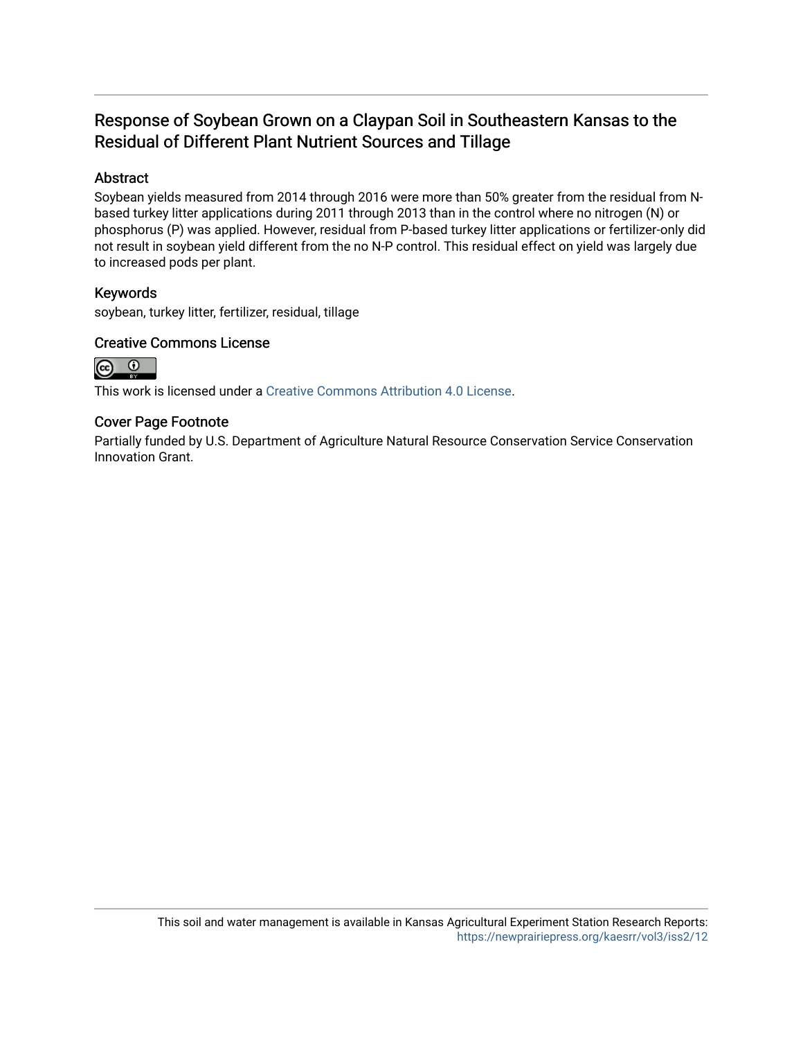# Response of Soybean Grown on a Claypan Soil in Southeastern Kansas to the Residual of Different Plant Nutrient Sources and Tillage

## Abstract

Soybean yields measured from 2014 through 2016 were more than 50% greater from the residual from N-based turkey litter applications during 2011 through 2013 than in the control where no nitrogen (N) or phosphorus (P) was applied. However, residual from P-based turkey litter applications or fertilizer-only did not result in soybean yield different from the no N-P control. This residual effect on yield was largely due to increased pods per plant.

## Keywords

soybean, turkey litter, fertilizer, residual, tillage

## Creative Commons License

This work is licensed under a Creative Commons Attribution 4.0 License.

## Cover Page Footnote

Partially funded by U.S. Department of Agriculture Natural Resource Conservation Service Conservation Innovation Grant.

This soil and water management is available in Kansas Agricultural Experiment Station Research Reports: https://newprairiepress.org/kaesrr/vol3/iss2/12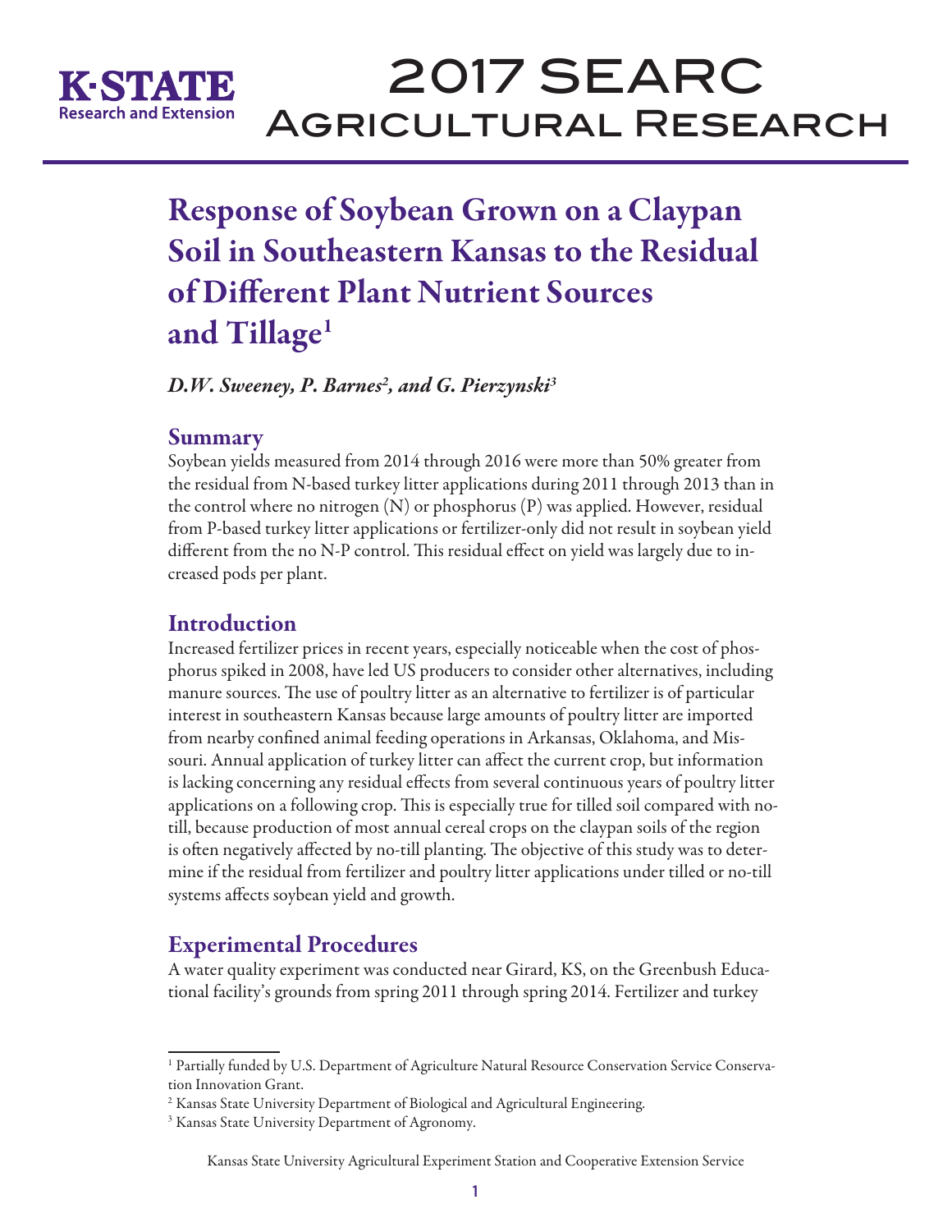# Response of Soybean Grown on a Claypan Soil in Southeastern Kansas to the Residual of Different Plant Nutrient Sources and Tillage[1]

*D.W. Sweeney, P. Barnes[2], and G. Pierzynski[3]*

## Summary

Soybean yields measured from 2014 through 2016 were more than 50% greater from the residual from N-based turkey litter applications during 2011 through 2013 than in the control where no nitrogen (N) or phosphorus (P) was applied. However, residual from P-based turkey litter applications or fertilizer-only did not result in soybean yield different from the no N-P control. This residual effect on yield was largely due to increased pods per plant.

## Introduction

Increased fertilizer prices in recent years, especially noticeable when the cost of phosphorus spiked in 2008, have led US producers to consider other alternatives, including manure sources. The use of poultry litter as an alternative to fertilizer is of particular interest in southeastern Kansas because large amounts of poultry litter are imported from nearby confined animal feeding operations in Arkansas, Oklahoma, and Missouri. Annual application of turkey litter can affect the current crop, but information is lacking concerning any residual effects from several continuous years of poultry litter applications on a following crop. This is especially true for tilled soil compared with no-till, because production of most annual cereal crops on the claypan soils of the region is often negatively affected by no-till planting. The objective of this study was to determine if the residual from fertilizer and poultry litter applications under tilled or no-till systems affects soybean yield and growth.

## Experimental Procedures

A water quality experiment was conducted near Girard, KS, on the Greenbush Educational facility's grounds from spring 2011 through spring 2014. Fertilizer and turkey

---

[1] Partially funded by U.S. Department of Agriculture Natural Resource Conservation Service Conservation Innovation Grant.

[2] Kansas State University Department of Biological and Agricultural Engineering.

[3] Kansas State University Department of Agronomy.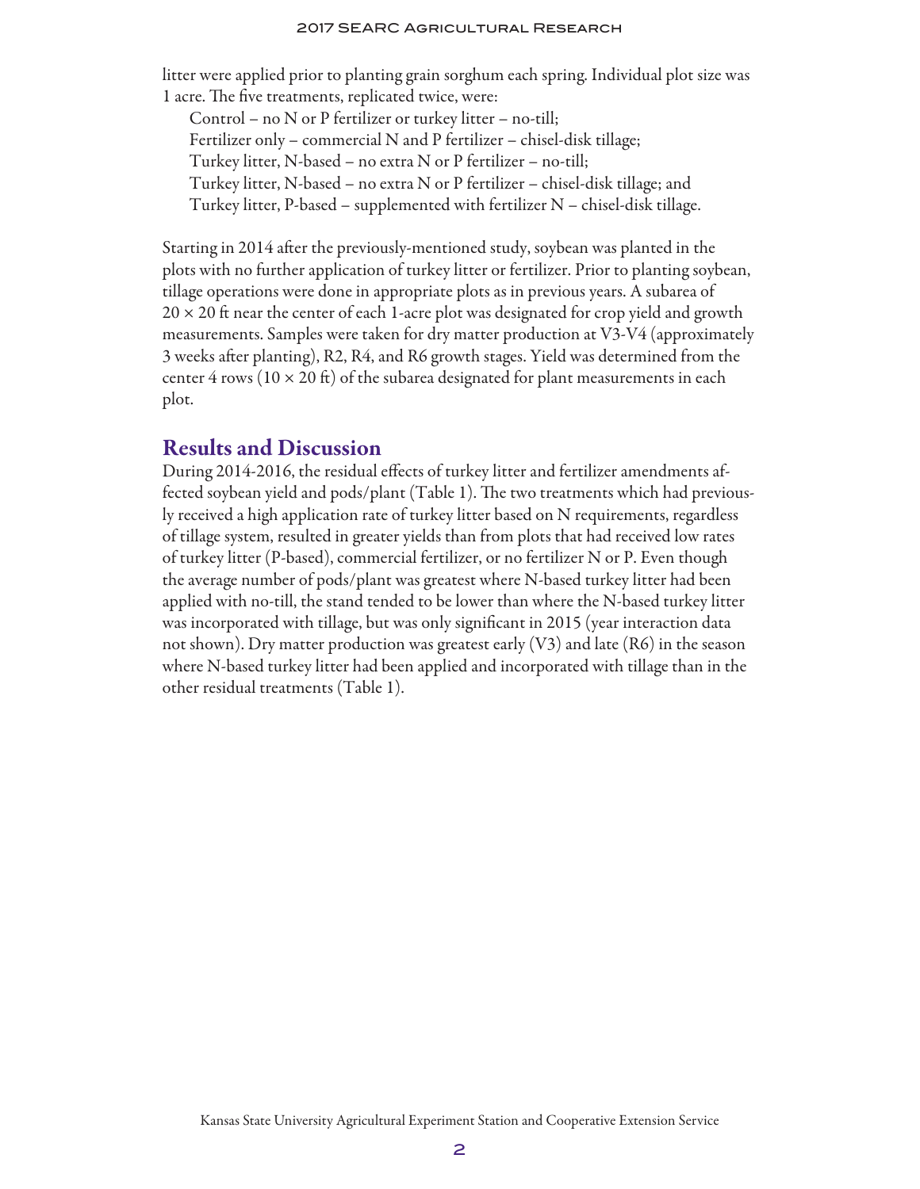litter were applied prior to planting grain sorghum each spring. Individual plot size was 1 acre. The five treatments, replicated twice, were:

Control – no N or P fertilizer or turkey litter – no-till;
Fertilizer only – commercial N and P fertilizer – chisel-disk tillage;
Turkey litter, N-based – no extra N or P fertilizer – no-till;
Turkey litter, N-based – no extra N or P fertilizer – chisel-disk tillage; and
Turkey litter, P-based – supplemented with fertilizer N – chisel-disk tillage.

Starting in 2014 after the previously-mentioned study, soybean was planted in the plots with no further application of turkey litter or fertilizer. Prior to planting soybean, tillage operations were done in appropriate plots as in previous years. A subarea of $20 \times 20$ ft near the center of each 1-acre plot was designated for crop yield and growth measurements. Samples were taken for dry matter production at V3-V4 (approximately 3 weeks after planting), R2, R4, and R6 growth stages. Yield was determined from the center 4 rows ($10 \times 20$ ft) of the subarea designated for plant measurements in each plot.

## Results and Discussion

During 2014-2016, the residual effects of turkey litter and fertilizer amendments affected soybean yield and pods/plant (Table 1). The two treatments which had previously received a high application rate of turkey litter based on N requirements, regardless of tillage system, resulted in greater yields than from plots that had received low rates of turkey litter (P-based), commercial fertilizer, or no fertilizer N or P. Even though the average number of pods/plant was greatest where N-based turkey litter had been applied with no-till, the stand tended to be lower than where the N-based turkey litter was incorporated with tillage, but was only significant in 2015 (year interaction data not shown). Dry matter production was greatest early (V3) and late (R6) in the season where N-based turkey litter had been applied and incorporated with tillage than in the other residual treatments (Table 1).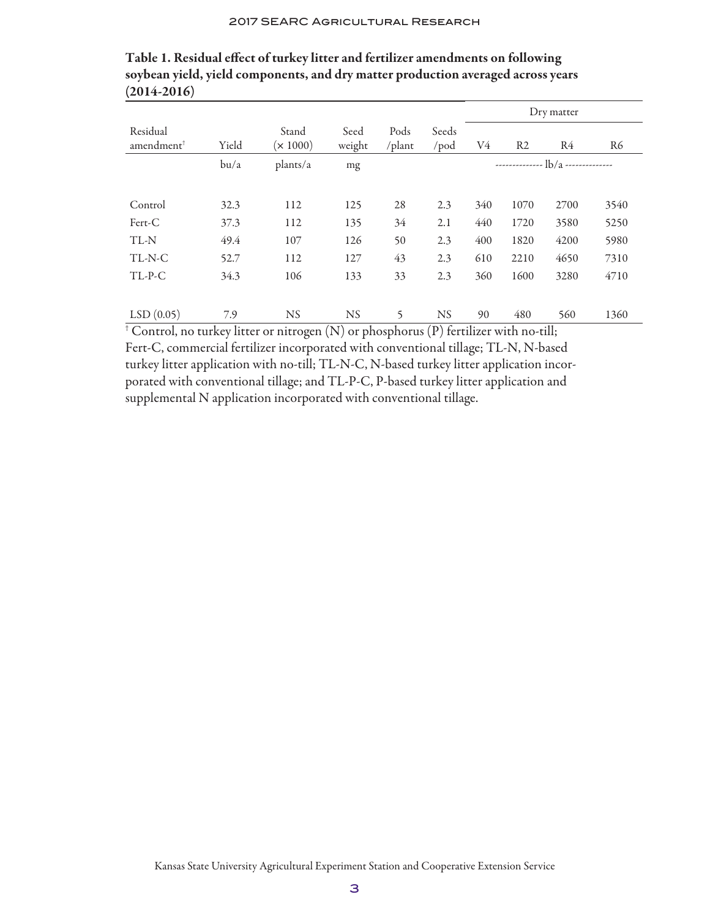**Table 1. Residual effect of turkey litter and fertilizer amendments on following soybean yield, yield components, and dry matter production averaged across years (2014-2016)**

| | | | | | | Dry matter | | | |
|---|---|---|---|---|---|---|---|---|---|
| Residual amendment[†] | Yield | Stand (× 1000) | Seed weight | Pods /plant | Seeds /pod | V4 | R2 | R4 | R6 |
| | bu/a | plants/a | mg | | | -------------- lb/a -------------- | | | |
| Control | 32.3 | 112 | 125 | 28 | 2.3 | 340 | 1070 | 2700 | 3540 |
| Fert-C | 37.3 | 112 | 135 | 34 | 2.1 | 440 | 1720 | 3580 | 5250 |
| TL-N | 49.4 | 107 | 126 | 50 | 2.3 | 400 | 1820 | 4200 | 5980 |
| TL-N-C | 52.7 | 112 | 127 | 43 | 2.3 | 610 | 2210 | 4650 | 7310 |
| TL-P-C | 34.3 | 106 | 133 | 33 | 2.3 | 360 | 1600 | 3280 | 4710 |
| LSD (0.05) | 7.9 | NS | NS | 5 | NS | 90 | 480 | 560 | 1360 |

[†] Control, no turkey litter or nitrogen (N) or phosphorus (P) fertilizer with no-till; Fert-C, commercial fertilizer incorporated with conventional tillage; TL-N, N-based turkey litter application with no-till; TL-N-C, N-based turkey litter application incorporated with conventional tillage; and TL-P-C, P-based turkey litter application and supplemental N application incorporated with conventional tillage.